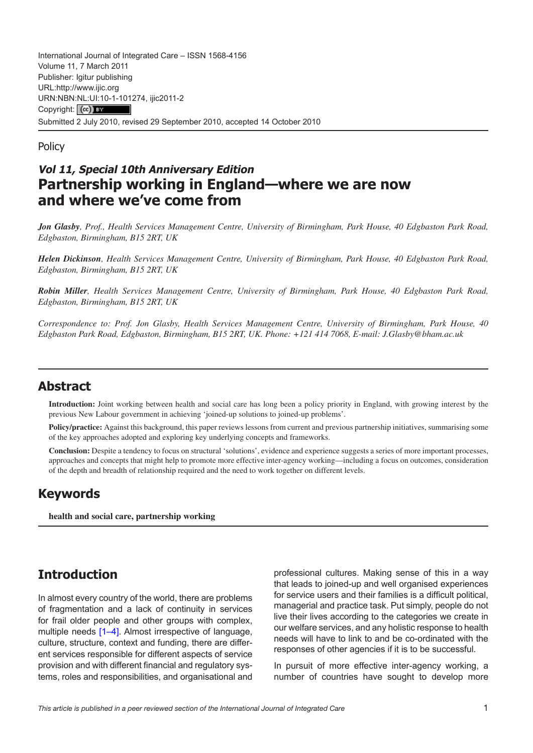International Journal of Integrated Care – ISSN 1568-4156
Volume 11, 7 March 2011
Publisher: Igitur publishing
URL:http://www.ijic.org
URN:NBN:NL:UI:10-1-101274, ijic2011-2
Copyright: (cc) BY
Submitted 2 July 2010, revised 29 September 2010, accepted 14 October 2010

Policy

# *Vol 11, Special 10th Anniversary Edition*
# Partnership working in England—where we are now and where we've come from

***Jon Glasby**, Prof., Health Services Management Centre, University of Birmingham, Park House, 40 Edgbaston Park Road, Edgbaston, Birmingham, B15 2RT, UK*

***Helen Dickinson**, Health Services Management Centre, University of Birmingham, Park House, 40 Edgbaston Park Road, Edgbaston, Birmingham, B15 2RT, UK*

***Robin Miller**, Health Services Management Centre, University of Birmingham, Park House, 40 Edgbaston Park Road, Edgbaston, Birmingham, B15 2RT, UK*

*Correspondence to: Prof. Jon Glasby, Health Services Management Centre, University of Birmingham, Park House, 40 Edgbaston Park Road, Edgbaston, Birmingham, B15 2RT, UK. Phone: +121 414 7068, E-mail: J.Glasby@bham.ac.uk*

## Abstract

**Introduction:** Joint working between health and social care has long been a policy priority in England, with growing interest by the previous New Labour government in achieving 'joined-up solutions to joined-up problems'.

**Policy/practice:** Against this background, this paper reviews lessons from current and previous partnership initiatives, summarising some of the key approaches adopted and exploring key underlying concepts and frameworks.

**Conclusion:** Despite a tendency to focus on structural 'solutions', evidence and experience suggests a series of more important processes, approaches and concepts that might help to promote more effective inter-agency working—including a focus on outcomes, consideration of the depth and breadth of relationship required and the need to work together on different levels.

## Keywords

**health and social care, partnership working**

## Introduction

In almost every country of the world, there are problems of fragmentation and a lack of continuity in services for frail older people and other groups with complex, multiple needs [1–4]. Almost irrespective of language, culture, structure, context and funding, there are different services responsible for different aspects of service provision and with different financial and regulatory systems, roles and responsibilities, and organisational and professional cultures. Making sense of this in a way that leads to joined-up and well organised experiences for service users and their families is a difficult political, managerial and practice task. Put simply, people do not live their lives according to the categories we create in our welfare services, and any holistic response to health needs will have to link to and be co-ordinated with the responses of other agencies if it is to be successful.

In pursuit of more effective inter-agency working, a number of countries have sought to develop more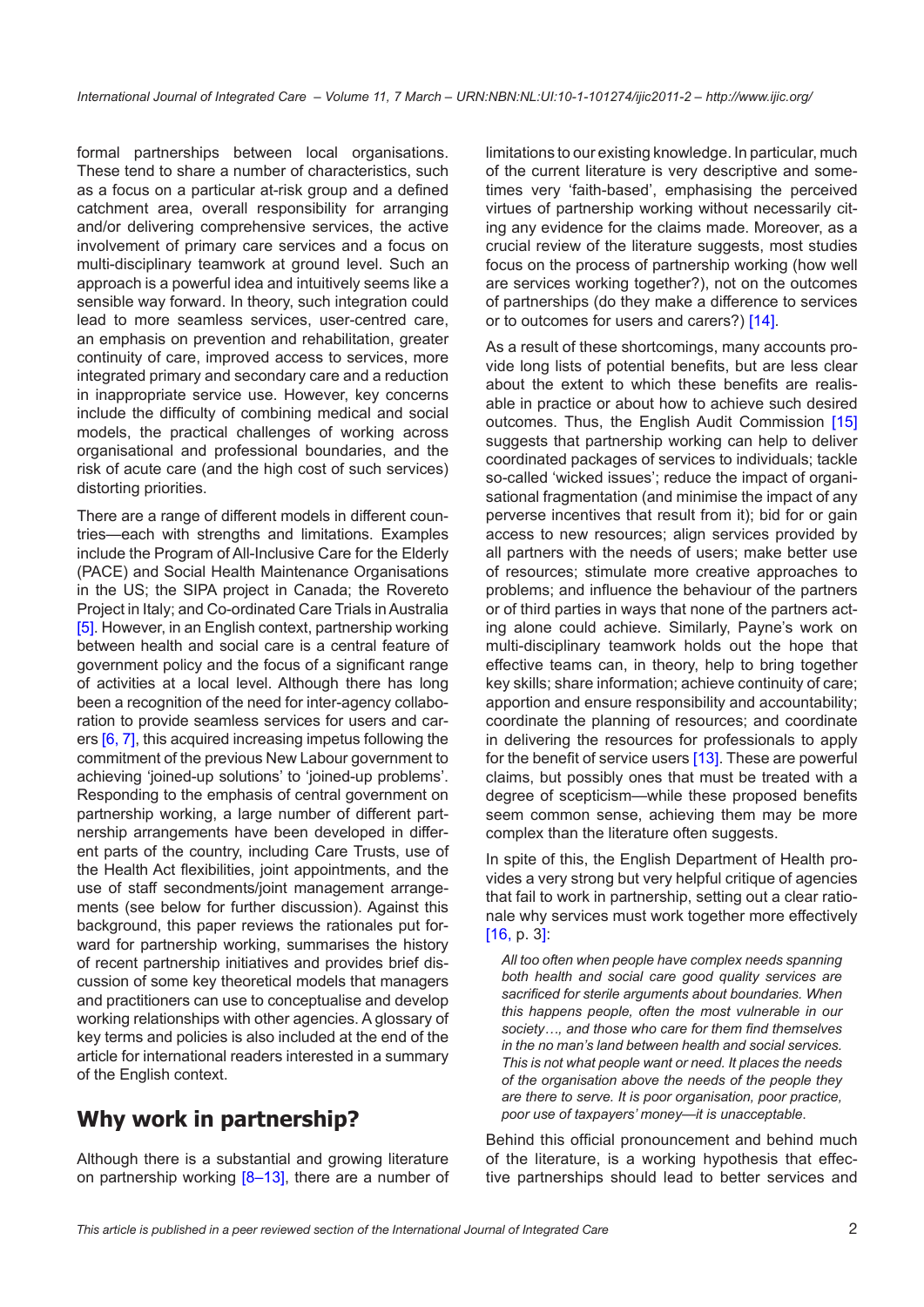formal partnerships between local organisations. These tend to share a number of characteristics, such as a focus on a particular at-risk group and a defined catchment area, overall responsibility for arranging and/or delivering comprehensive services, the active involvement of primary care services and a focus on multi-disciplinary teamwork at ground level. Such an approach is a powerful idea and intuitively seems like a sensible way forward. In theory, such integration could lead to more seamless services, user-centred care, an emphasis on prevention and rehabilitation, greater continuity of care, improved access to services, more integrated primary and secondary care and a reduction in inappropriate service use. However, key concerns include the difficulty of combining medical and social models, the practical challenges of working across organisational and professional boundaries, and the risk of acute care (and the high cost of such services) distorting priorities.

There are a range of different models in different countries—each with strengths and limitations. Examples include the Program of All-Inclusive Care for the Elderly (PACE) and Social Health Maintenance Organisations in the US; the SIPA project in Canada; the Rovereto Project in Italy; and Co-ordinated Care Trials in Australia [5]. However, in an English context, partnership working between health and social care is a central feature of government policy and the focus of a significant range of activities at a local level. Although there has long been a recognition of the need for inter-agency collaboration to provide seamless services for users and carers [6, 7], this acquired increasing impetus following the commitment of the previous New Labour government to achieving 'joined-up solutions' to 'joined-up problems'. Responding to the emphasis of central government on partnership working, a large number of different partnership arrangements have been developed in different parts of the country, including Care Trusts, use of the Health Act flexibilities, joint appointments, and the use of staff secondments/joint management arrangements (see below for further discussion). Against this background, this paper reviews the rationales put forward for partnership working, summarises the history of recent partnership initiatives and provides brief discussion of some key theoretical models that managers and practitioners can use to conceptualise and develop working relationships with other agencies. A glossary of key terms and policies is also included at the end of the article for international readers interested in a summary of the English context.

## Why work in partnership?

Although there is a substantial and growing literature on partnership working [8–13], there are a number of limitations to our existing knowledge. In particular, much of the current literature is very descriptive and sometimes very 'faith-based', emphasising the perceived virtues of partnership working without necessarily citing any evidence for the claims made. Moreover, as a crucial review of the literature suggests, most studies focus on the process of partnership working (how well are services working together?), not on the outcomes of partnerships (do they make a difference to services or to outcomes for users and carers?) [14].

As a result of these shortcomings, many accounts provide long lists of potential benefits, but are less clear about the extent to which these benefits are realisable in practice or about how to achieve such desired outcomes. Thus, the English Audit Commission [15] suggests that partnership working can help to deliver coordinated packages of services to individuals; tackle so-called 'wicked issues'; reduce the impact of organisational fragmentation (and minimise the impact of any perverse incentives that result from it); bid for or gain access to new resources; align services provided by all partners with the needs of users; make better use of resources; stimulate more creative approaches to problems; and influence the behaviour of the partners or of third parties in ways that none of the partners acting alone could achieve. Similarly, Payne's work on multi-disciplinary teamwork holds out the hope that effective teams can, in theory, help to bring together key skills; share information; achieve continuity of care; apportion and ensure responsibility and accountability; coordinate the planning of resources; and coordinate in delivering the resources for professionals to apply for the benefit of service users [13]. These are powerful claims, but possibly ones that must be treated with a degree of scepticism—while these proposed benefits seem common sense, achieving them may be more complex than the literature often suggests.

In spite of this, the English Department of Health provides a very strong but very helpful critique of agencies that fail to work in partnership, setting out a clear rationale why services must work together more effectively [16, p. 3]:

> *All too often when people have complex needs spanning both health and social care good quality services are sacrificed for sterile arguments about boundaries. When this happens people, often the most vulnerable in our society…, and those who care for them find themselves in the no man's land between health and social services. This is not what people want or need. It places the needs of the organisation above the needs of the people they are there to serve. It is poor organisation, poor practice, poor use of taxpayers' money—it is unacceptable.*

Behind this official pronouncement and behind much of the literature, is a working hypothesis that effective partnerships should lead to better services and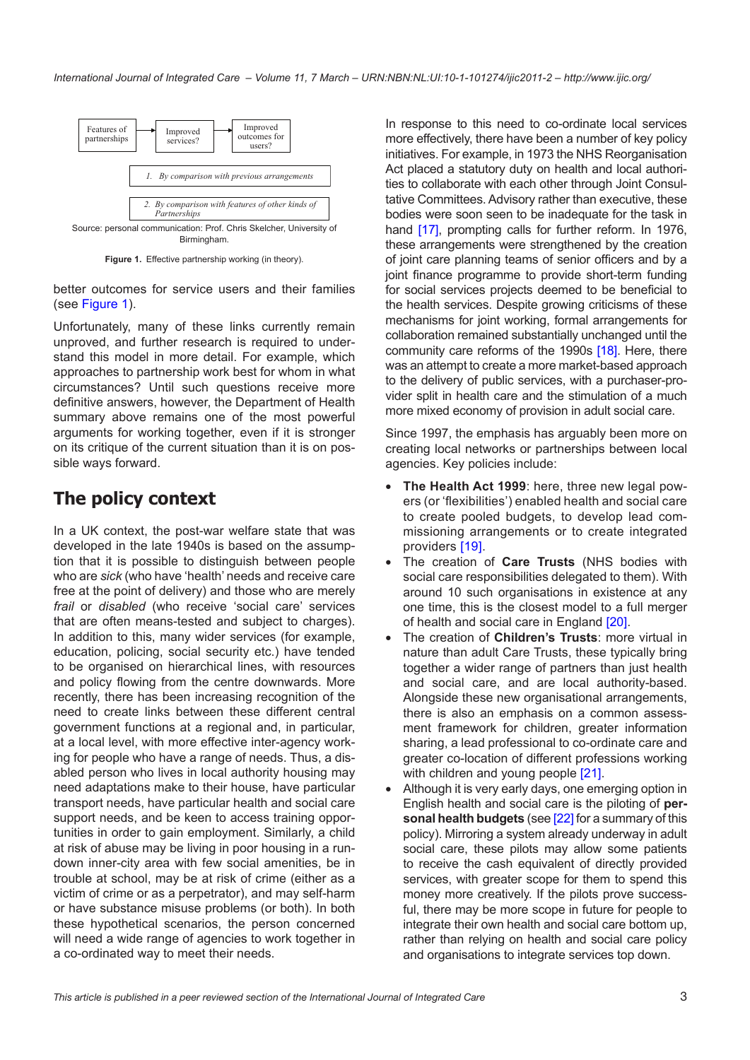Features of partnerships

Improved services?

Improved outcomes for users?

1. By comparison with previous arrangements

2. By comparison with features of other kinds of Partnerships

Source: personal communication: Prof. Chris Skelcher, University of Birmingham.

**Figure 1.** Effective partnership working (in theory).

better outcomes for service users and their families (see Figure 1).

Unfortunately, many of these links currently remain unproven, and further research is required to understand this model in more detail. For example, which approaches to partnership work best for whom in what circumstances? Until such questions receive more definitive answers, however, the Department of Health summary above remains one of the most powerful arguments for working together, even if it is stronger on its critique of the current situation than it is on possible ways forward.

## The policy context

In a UK context, the post-war welfare state that was developed in the late 1940s is based on the assumption that it is possible to distinguish between people who are *sick* (who have 'health' needs and receive care free at the point of delivery) and those who are merely *frail* or *disabled* (who receive 'social care' services that are often means-tested and subject to charges). In addition to this, many wider services (for example, education, policing, social security etc.) have tended to be organised on hierarchical lines, with resources and policy flowing from the centre downwards. More recently, there has been increasing recognition of the need to create links between these different central government functions at a regional and, in particular, at a local level, with more effective inter-agency working for people who have a range of needs. Thus, a disabled person who lives in local authority housing may need adaptations make to their house, have particular transport needs, have particular health and social care support needs, and be keen to access training opportunities in order to gain employment. Similarly, a child at risk of abuse may be living in poor housing in a run-down inner-city area with few social amenities, be in trouble at school, may be at risk of crime (either as a victim of crime or as a perpetrator), and may self-harm or have substance misuse problems (or both). In both these hypothetical scenarios, the person concerned will need a wide range of agencies to work together in a co-ordinated way to meet their needs.

In response to this need to co-ordinate local services more effectively, there have been a number of key policy initiatives. For example, in 1973 the NHS Reorganisation Act placed a statutory duty on health and local authorities to collaborate with each other through Joint Consultative Committees. Advisory rather than executive, these bodies were soon seen to be inadequate for the task in hand [17], prompting calls for further reform. In 1976, these arrangements were strengthened by the creation of joint care planning teams of senior officers and by a joint finance programme to provide short-term funding for social services projects deemed to be beneficial to the health services. Despite growing criticisms of these mechanisms for joint working, formal arrangements for collaboration remained substantially unchanged until the community care reforms of the 1990s [18]. Here, there was an attempt to create a more market-based approach to the delivery of public services, with a purchaser-provider split in health care and the stimulation of a much more mixed economy of provision in adult social care.

Since 1997, the emphasis has arguably been more on creating local networks or partnerships between local agencies. Key policies include:

- **The Health Act 1999**: here, three new legal powers (or 'flexibilities') enabled health and social care to create pooled budgets, to develop lead commissioning arrangements or to create integrated providers [19].
- The creation of **Care Trusts** (NHS bodies with social care responsibilities delegated to them). With around 10 such organisations in existence at any one time, this is the closest model to a full merger of health and social care in England [20].
- The creation of **Children's Trusts**: more virtual in nature than adult Care Trusts, these typically bring together a wider range of partners than just health and social care, and are local authority-based. Alongside these new organisational arrangements, there is also an emphasis on a common assessment framework for children, greater information sharing, a lead professional to co-ordinate care and greater co-location of different professions working with children and young people [21].
- Although it is very early days, one emerging option in English health and social care is the piloting of **personal health budgets** (see [22] for a summary of this policy). Mirroring a system already underway in adult social care, these pilots may allow some patients to receive the cash equivalent of directly provided services, with greater scope for them to spend this money more creatively. If the pilots prove successful, there may be more scope in future for people to integrate their own health and social care bottom up, rather than relying on health and social care policy and organisations to integrate services top down.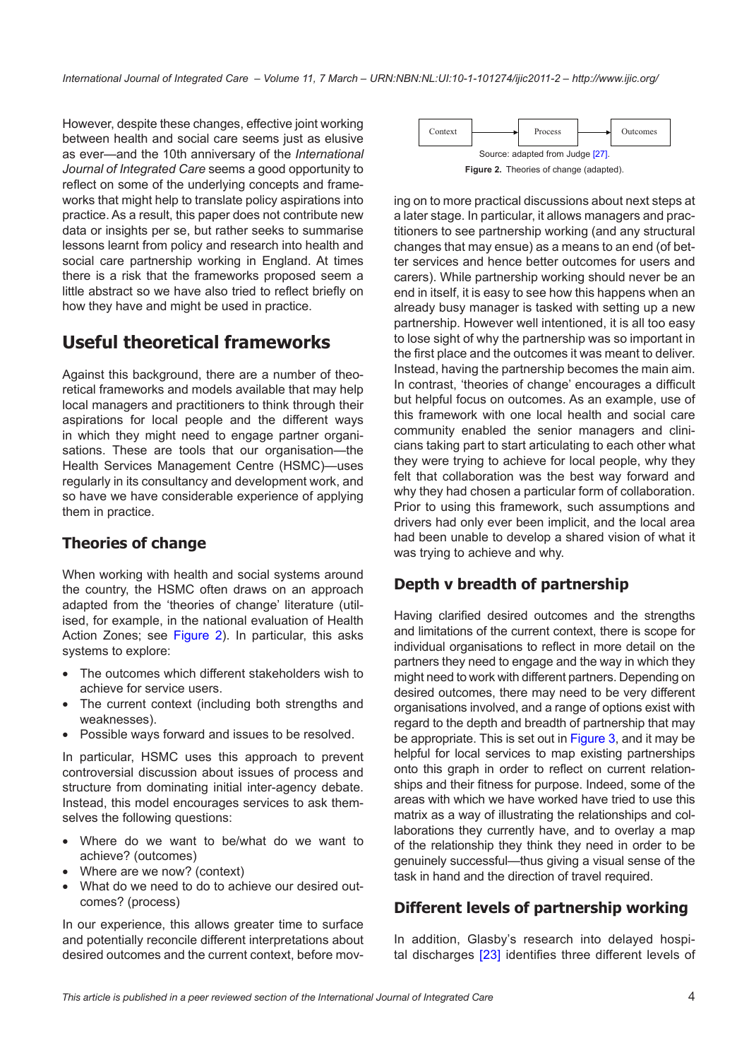However, despite these changes, effective joint working between health and social care seems just as elusive as ever—and the 10th anniversary of the *International Journal of Integrated Care* seems a good opportunity to reflect on some of the underlying concepts and frameworks that might help to translate policy aspirations into practice. As a result, this paper does not contribute new data or insights per se, but rather seeks to summarise lessons learnt from policy and research into health and social care partnership working in England. At times there is a risk that the frameworks proposed seem a little abstract so we have also tried to reflect briefly on how they have and might be used in practice.

## Useful theoretical frameworks

Against this background, there are a number of theoretical frameworks and models available that may help local managers and practitioners to think through their aspirations for local people and the different ways in which they might need to engage partner organisations. These are tools that our organisation—the Health Services Management Centre (HSMC)—uses regularly in its consultancy and development work, and so have we have considerable experience of applying them in practice.

### Theories of change

When working with health and social systems around the country, the HSMC often draws on an approach adapted from the 'theories of change' literature (utilised, for example, in the national evaluation of Health Action Zones; see Figure 2). In particular, this asks systems to explore:

- The outcomes which different stakeholders wish to achieve for service users.
- The current context (including both strengths and weaknesses).
- Possible ways forward and issues to be resolved.

In particular, HSMC uses this approach to prevent controversial discussion about issues of process and structure from dominating initial inter-agency debate. Instead, this model encourages services to ask themselves the following questions:

- Where do we want to be/what do we want to achieve? (outcomes)
- Where are we now? (context)
- What do we need to do to achieve our desired outcomes? (process)

In our experience, this allows greater time to surface and potentially reconcile different interpretations about desired outcomes and the current context, before moving on to more practical discussions about next steps at a later stage. In particular, it allows managers and practitioners to see partnership working (and any structural changes that may ensue) as a means to an end (of better services and hence better outcomes for users and carers). While partnership working should never be an end in itself, it is easy to see how this happens when an already busy manager is tasked with setting up a new partnership. However well intentioned, it is all too easy to lose sight of why the partnership was so important in the first place and the outcomes it was meant to deliver. Instead, having the partnership becomes the main aim. In contrast, 'theories of change' encourages a difficult but helpful focus on outcomes. As an example, use of this framework with one local health and social care community enabled the senior managers and clinicians taking part to start articulating to each other what they were trying to achieve for local people, why they felt that collaboration was the best way forward and why they had chosen a particular form of collaboration. Prior to using this framework, such assumptions and drivers had only ever been implicit, and the local area had been unable to develop a shared vision of what it was trying to achieve and why.

Context → Process → Outcomes

Source: adapted from Judge [27].

**Figure 2.** Theories of change (adapted).

### Depth v breadth of partnership

Having clarified desired outcomes and the strengths and limitations of the current context, there is scope for individual organisations to reflect in more detail on the partners they need to engage and the way in which they might need to work with different partners. Depending on desired outcomes, there may need to be very different organisations involved, and a range of options exist with regard to the depth and breadth of partnership that may be appropriate. This is set out in Figure 3, and it may be helpful for local services to map existing partnerships onto this graph in order to reflect on current relationships and their fitness for purpose. Indeed, some of the areas with which we have worked have tried to use this matrix as a way of illustrating the relationships and collaborations they currently have, and to overlay a map of the relationship they think they need in order to be genuinely successful—thus giving a visual sense of the task in hand and the direction of travel required.

### Different levels of partnership working

In addition, Glasby's research into delayed hospital discharges [23] identifies three different levels of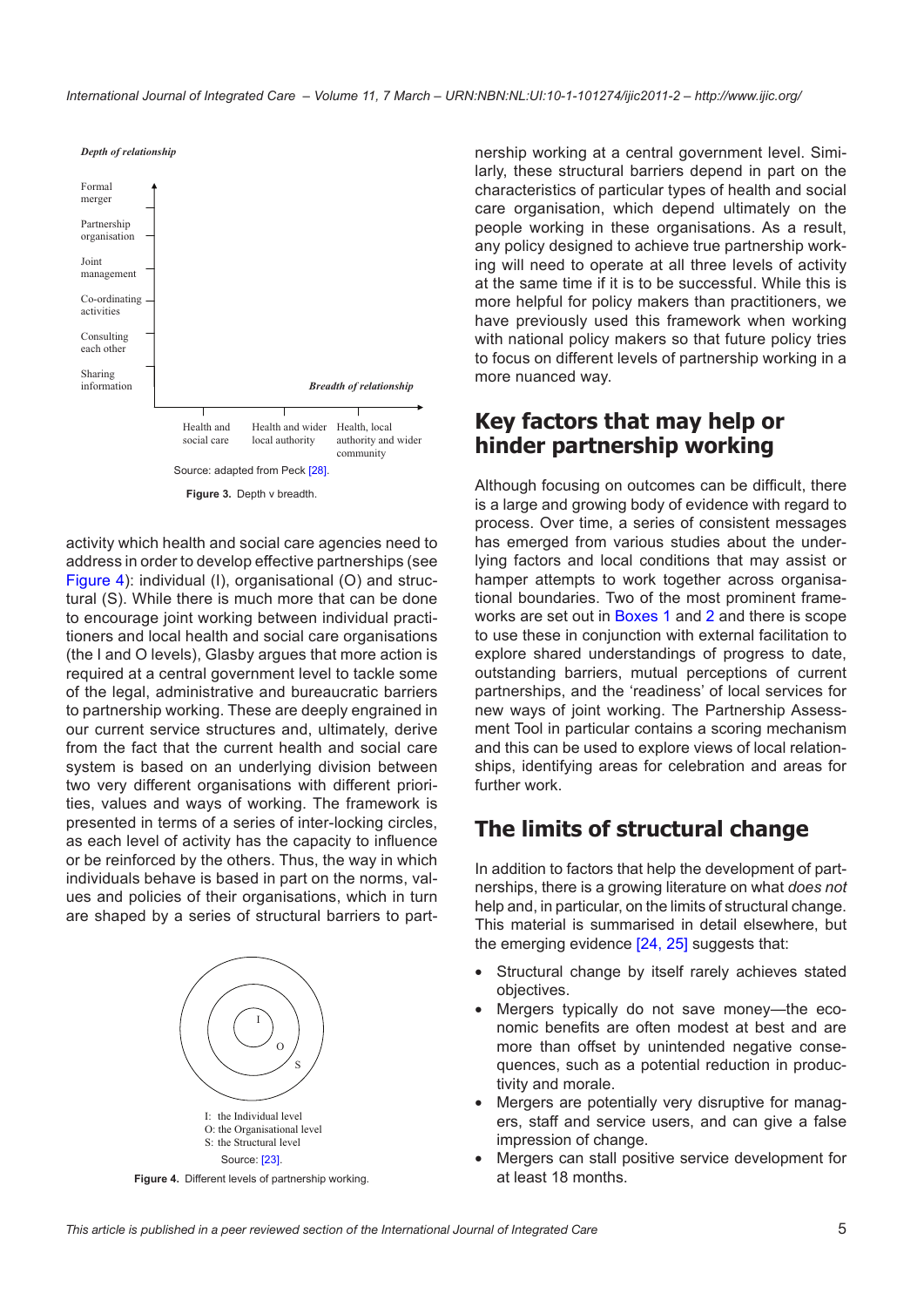*Depth of relationship*

Formal merger

Partnership organisation

Joint management

Co-ordinating activities

Consulting each other

Sharing information

*Breadth of relationship*

Health and social care

Health and wider local authority

Health, local authority and wider community

Source: adapted from Peck [28].

**Figure 3.** Depth v breadth.

activity which health and social care agencies need to address in order to develop effective partnerships (see Figure 4): individual (I), organisational (O) and structural (S). While there is much more that can be done to encourage joint working between individual practitioners and local health and social care organisations (the I and O levels), Glasby argues that more action is required at a central government level to tackle some of the legal, administrative and bureaucratic barriers to partnership working. These are deeply engrained in our current service structures and, ultimately, derive from the fact that the current health and social care system is based on an underlying division between two very different organisations with different priorities, values and ways of working. The framework is presented in terms of a series of inter-locking circles, as each level of activity has the capacity to influence or be reinforced by the others. Thus, the way in which individuals behave is based in part on the norms, values and policies of their organisations, which in turn are shaped by a series of structural barriers to partnership working at a central government level. Similarly, these structural barriers depend in part on the characteristics of particular types of health and social care organisation, which depend ultimately on the people working in these organisations. As a result, any policy designed to achieve true partnership working will need to operate at all three levels of activity at the same time if it is to be successful. While this is more helpful for policy makers than practitioners, we have previously used this framework when working with national policy makers so that future policy tries to focus on different levels of partnership working in a more nuanced way.

I

O

S

I: the Individual level
O: the Organisational level
S: the Structural level

Source: [23].

**Figure 4.** Different levels of partnership working.

## Key factors that may help or hinder partnership working

Although focusing on outcomes can be difficult, there is a large and growing body of evidence with regard to process. Over time, a series of consistent messages has emerged from various studies about the underlying factors and local conditions that may assist or hamper attempts to work together across organisational boundaries. Two of the most prominent frameworks are set out in Boxes 1 and 2 and there is scope to use these in conjunction with external facilitation to explore shared understandings of progress to date, outstanding barriers, mutual perceptions of current partnerships, and the 'readiness' of local services for new ways of joint working. The Partnership Assessment Tool in particular contains a scoring mechanism and this can be used to explore views of local relationships, identifying areas for celebration and areas for further work.

## The limits of structural change

In addition to factors that help the development of partnerships, there is a growing literature on what *does not* help and, in particular, on the limits of structural change. This material is summarised in detail elsewhere, but the emerging evidence [24, 25] suggests that:

- Structural change by itself rarely achieves stated objectives.
- Mergers typically do not save money—the economic benefits are often modest at best and are more than offset by unintended negative consequences, such as a potential reduction in productivity and morale.
- Mergers are potentially very disruptive for managers, staff and service users, and can give a false impression of change.
- Mergers can stall positive service development for at least 18 months.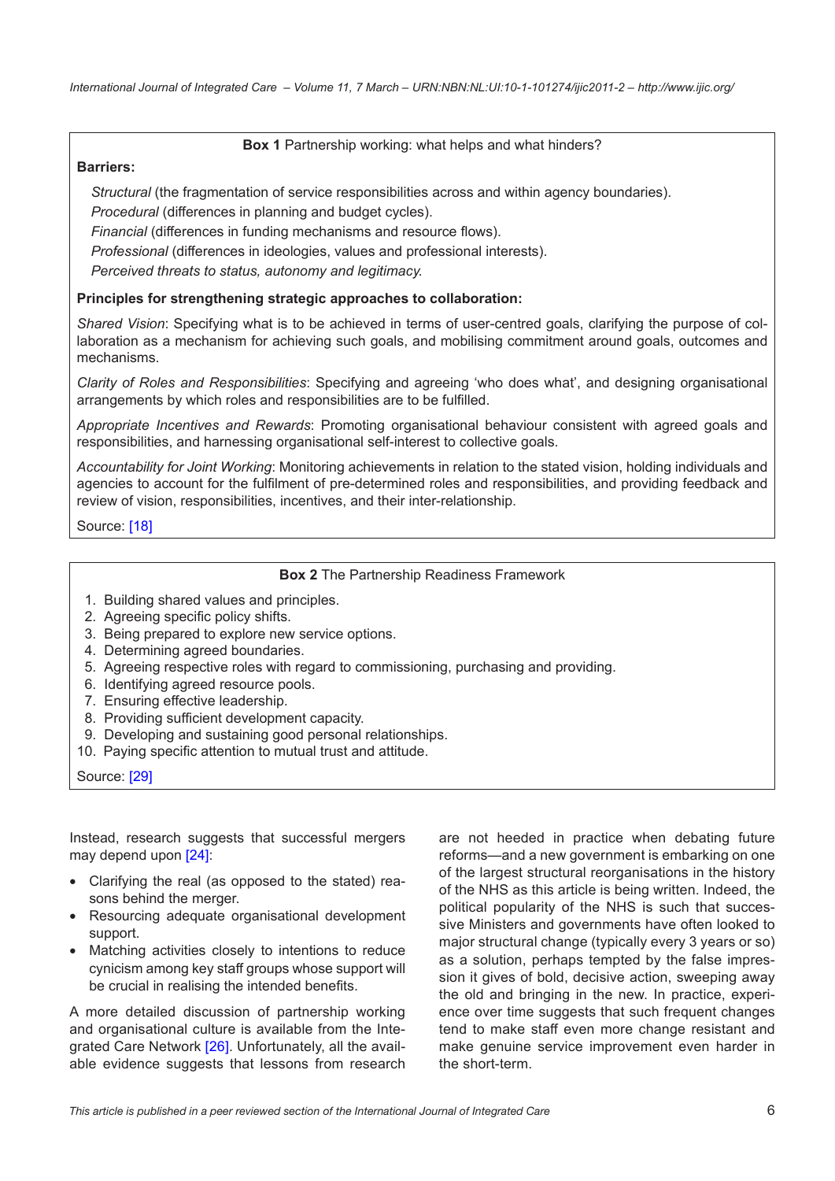**Box 1** Partnership working: what helps and what hinders?

**Barriers:**

*Structural* (the fragmentation of service responsibilities across and within agency boundaries).
*Procedural* (differences in planning and budget cycles).
*Financial* (differences in funding mechanisms and resource flows).
*Professional* (differences in ideologies, values and professional interests).
*Perceived threats to status, autonomy and legitimacy.*

**Principles for strengthening strategic approaches to collaboration:**

*Shared Vision*: Specifying what is to be achieved in terms of user-centred goals, clarifying the purpose of collaboration as a mechanism for achieving such goals, and mobilising commitment around goals, outcomes and mechanisms.

*Clarity of Roles and Responsibilities*: Specifying and agreeing 'who does what', and designing organisational arrangements by which roles and responsibilities are to be fulfilled.

*Appropriate Incentives and Rewards*: Promoting organisational behaviour consistent with agreed goals and responsibilities, and harnessing organisational self-interest to collective goals.

*Accountability for Joint Working*: Monitoring achievements in relation to the stated vision, holding individuals and agencies to account for the fulfilment of pre-determined roles and responsibilities, and providing feedback and review of vision, responsibilities, incentives, and their inter-relationship.

Source: [18]

**Box 2** The Partnership Readiness Framework

1. Building shared values and principles.
2. Agreeing specific policy shifts.
3. Being prepared to explore new service options.
4. Determining agreed boundaries.
5. Agreeing respective roles with regard to commissioning, purchasing and providing.
6. Identifying agreed resource pools.
7. Ensuring effective leadership.
8. Providing sufficient development capacity.
9. Developing and sustaining good personal relationships.
10. Paying specific attention to mutual trust and attitude.

Source: [29]

Instead, research suggests that successful mergers may depend upon [24]:

- Clarifying the real (as opposed to the stated) reasons behind the merger.
- Resourcing adequate organisational development support.
- Matching activities closely to intentions to reduce cynicism among key staff groups whose support will be crucial in realising the intended benefits.

A more detailed discussion of partnership working and organisational culture is available from the Integrated Care Network [26]. Unfortunately, all the available evidence suggests that lessons from research are not heeded in practice when debating future reforms—and a new government is embarking on one of the largest structural reorganisations in the history of the NHS as this article is being written. Indeed, the political popularity of the NHS is such that successive Ministers and governments have often looked to major structural change (typically every 3 years or so) as a solution, perhaps tempted by the false impression it gives of bold, decisive action, sweeping away the old and bringing in the new. In practice, experience over time suggests that such frequent changes tend to make staff even more change resistant and make genuine service improvement even harder in the short-term.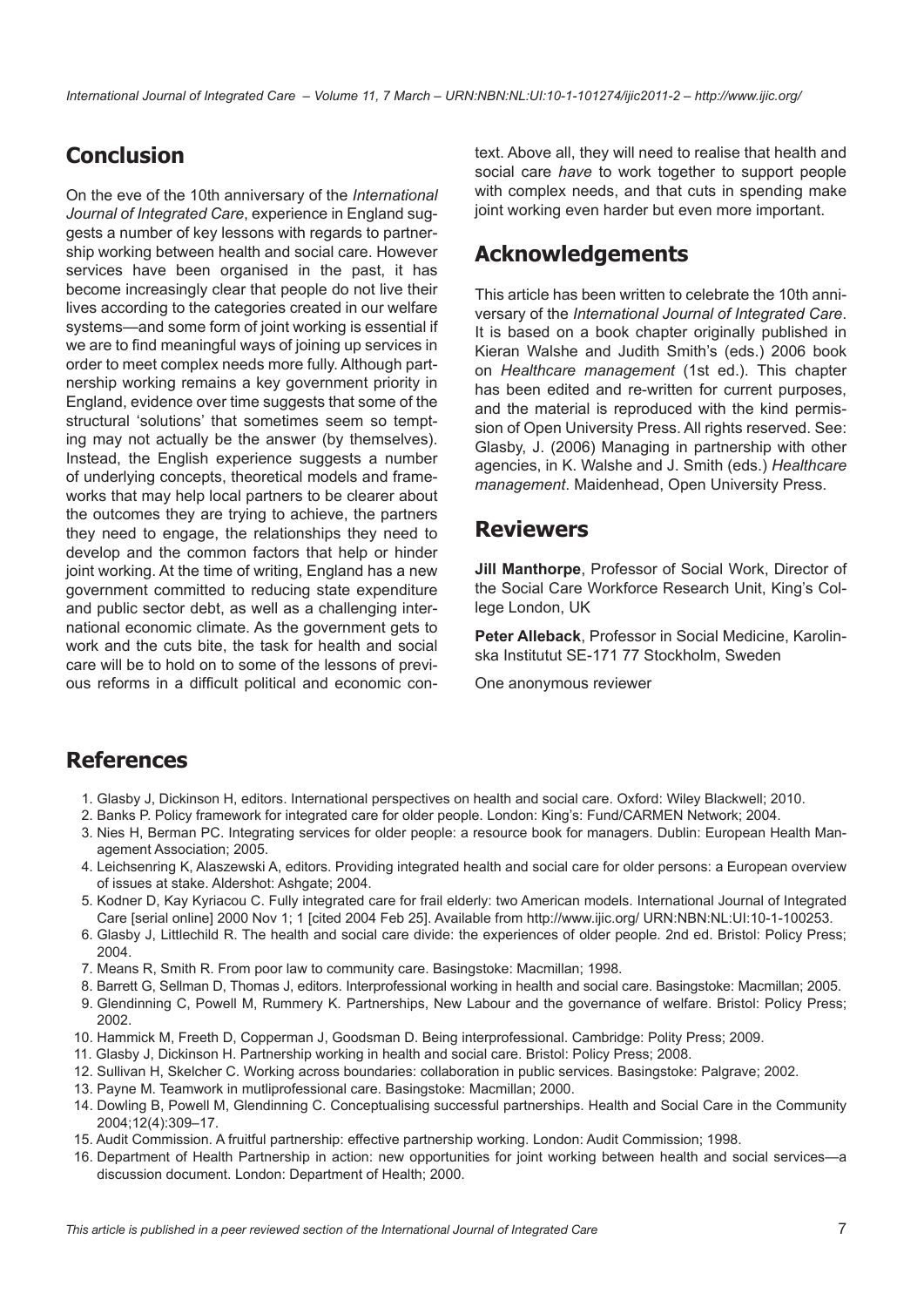## Conclusion

On the eve of the 10th anniversary of the *International Journal of Integrated Care*, experience in England suggests a number of key lessons with regards to partnership working between health and social care. However services have been organised in the past, it has become increasingly clear that people do not live their lives according to the categories created in our welfare systems—and some form of joint working is essential if we are to find meaningful ways of joining up services in order to meet complex needs more fully. Although partnership working remains a key government priority in England, evidence over time suggests that some of the structural 'solutions' that sometimes seem so tempting may not actually be the answer (by themselves). Instead, the English experience suggests a number of underlying concepts, theoretical models and frameworks that may help local partners to be clearer about the outcomes they are trying to achieve, the partners they need to engage, the relationships they need to develop and the common factors that help or hinder joint working. At the time of writing, England has a new government committed to reducing state expenditure and public sector debt, as well as a challenging international economic climate. As the government gets to work and the cuts bite, the task for health and social care will be to hold on to some of the lessons of previous reforms in a difficult political and economic context. Above all, they will need to realise that health and social care *have* to work together to support people with complex needs, and that cuts in spending make joint working even harder but even more important.

## Acknowledgements

This article has been written to celebrate the 10th anniversary of the *International Journal of Integrated Care*. It is based on a book chapter originally published in Kieran Walshe and Judith Smith's (eds.) 2006 book on *Healthcare management* (1st ed.). This chapter has been edited and re-written for current purposes, and the material is reproduced with the kind permission of Open University Press. All rights reserved. See: Glasby, J. (2006) Managing in partnership with other agencies, in K. Walshe and J. Smith (eds.) *Healthcare management*. Maidenhead, Open University Press.

## Reviewers

**Jill Manthorpe**, Professor of Social Work, Director of the Social Care Workforce Research Unit, King's College London, UK

**Peter Alleback**, Professor in Social Medicine, Karolinska Institutut SE-171 77 Stockholm, Sweden

One anonymous reviewer

## References

1. Glasby J, Dickinson H, editors. International perspectives on health and social care. Oxford: Wiley Blackwell; 2010.
2. Banks P. Policy framework for integrated care for older people. London: King's: Fund/CARMEN Network; 2004.
3. Nies H, Berman PC. Integrating services for older people: a resource book for managers. Dublin: European Health Management Association; 2005.
4. Leichsenring K, Alaszewski A, editors. Providing integrated health and social care for older persons: a European overview of issues at stake. Aldershot: Ashgate; 2004.
5. Kodner D, Kay Kyriacou C. Fully integrated care for frail elderly: two American models. International Journal of Integrated Care [serial online] 2000 Nov 1; 1 [cited 2004 Feb 25]. Available from http://www.ijic.org/ URN:NBN:NL:UI:10-1-100253.
6. Glasby J, Littlechild R. The health and social care divide: the experiences of older people. 2nd ed. Bristol: Policy Press; 2004.
7. Means R, Smith R. From poor law to community care. Basingstoke: Macmillan; 1998.
8. Barrett G, Sellman D, Thomas J, editors. Interprofessional working in health and social care. Basingstoke: Macmillan; 2005.
9. Glendinning C, Powell M, Rummery K. Partnerships, New Labour and the governance of welfare. Bristol: Policy Press; 2002.
10. Hammick M, Freeth D, Copperman J, Goodsman D. Being interprofessional. Cambridge: Polity Press; 2009.
11. Glasby J, Dickinson H. Partnership working in health and social care. Bristol: Policy Press; 2008.
12. Sullivan H, Skelcher C. Working across boundaries: collaboration in public services. Basingstoke: Palgrave; 2002.
13. Payne M. Teamwork in mutliprofessional care. Basingstoke: Macmillan; 2000.
14. Dowling B, Powell M, Glendinning C. Conceptualising successful partnerships. Health and Social Care in the Community 2004;12(4):309–17.
15. Audit Commission. A fruitful partnership: effective partnership working. London: Audit Commission; 1998.
16. Department of Health Partnership in action: new opportunities for joint working between health and social services—a discussion document. London: Department of Health; 2000.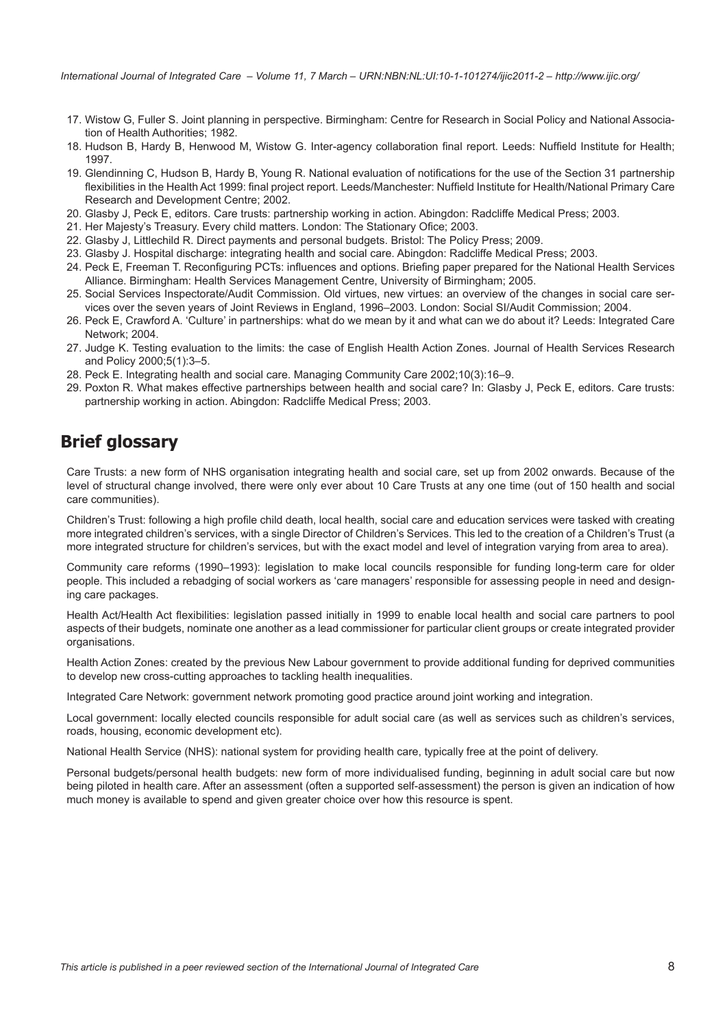17. Wistow G, Fuller S. Joint planning in perspective. Birmingham: Centre for Research in Social Policy and National Association of Health Authorities; 1982.
18. Hudson B, Hardy B, Henwood M, Wistow G. Inter-agency collaboration final report. Leeds: Nuffield Institute for Health; 1997.
19. Glendinning C, Hudson B, Hardy B, Young R. National evaluation of notifications for the use of the Section 31 partnership flexibilities in the Health Act 1999: final project report. Leeds/Manchester: Nuffield Institute for Health/National Primary Care Research and Development Centre; 2002.
20. Glasby J, Peck E, editors. Care trusts: partnership working in action. Abingdon: Radcliffe Medical Press; 2003.
21. Her Majesty's Treasury. Every child matters. London: The Stationary Ofice; 2003.
22. Glasby J, Littlechild R. Direct payments and personal budgets. Bristol: The Policy Press; 2009.
23. Glasby J. Hospital discharge: integrating health and social care. Abingdon: Radcliffe Medical Press; 2003.
24. Peck E, Freeman T. Reconfiguring PCTs: influences and options. Briefing paper prepared for the National Health Services Alliance. Birmingham: Health Services Management Centre, University of Birmingham; 2005.
25. Social Services Inspectorate/Audit Commission. Old virtues, new virtues: an overview of the changes in social care services over the seven years of Joint Reviews in England, 1996–2003. London: Social SI/Audit Commission; 2004.
26. Peck E, Crawford A. 'Culture' in partnerships: what do we mean by it and what can we do about it? Leeds: Integrated Care Network; 2004.
27. Judge K. Testing evaluation to the limits: the case of English Health Action Zones. Journal of Health Services Research and Policy 2000;5(1):3–5.
28. Peck E. Integrating health and social care. Managing Community Care 2002;10(3):16–9.
29. Poxton R. What makes effective partnerships between health and social care? In: Glasby J, Peck E, editors. Care trusts: partnership working in action. Abingdon: Radcliffe Medical Press; 2003.

## Brief glossary

Care Trusts: a new form of NHS organisation integrating health and social care, set up from 2002 onwards. Because of the level of structural change involved, there were only ever about 10 Care Trusts at any one time (out of 150 health and social care communities).

Children's Trust: following a high profile child death, local health, social care and education services were tasked with creating more integrated children's services, with a single Director of Children's Services. This led to the creation of a Children's Trust (a more integrated structure for children's services, but with the exact model and level of integration varying from area to area).

Community care reforms (1990–1993): legislation to make local councils responsible for funding long-term care for older people. This included a rebadging of social workers as 'care managers' responsible for assessing people in need and designing care packages.

Health Act/Health Act flexibilities: legislation passed initially in 1999 to enable local health and social care partners to pool aspects of their budgets, nominate one another as a lead commissioner for particular client groups or create integrated provider organisations.

Health Action Zones: created by the previous New Labour government to provide additional funding for deprived communities to develop new cross-cutting approaches to tackling health inequalities.

Integrated Care Network: government network promoting good practice around joint working and integration.

Local government: locally elected councils responsible for adult social care (as well as services such as children's services, roads, housing, economic development etc).

National Health Service (NHS): national system for providing health care, typically free at the point of delivery.

Personal budgets/personal health budgets: new form of more individualised funding, beginning in adult social care but now being piloted in health care. After an assessment (often a supported self-assessment) the person is given an indication of how much money is available to spend and given greater choice over how this resource is spent.